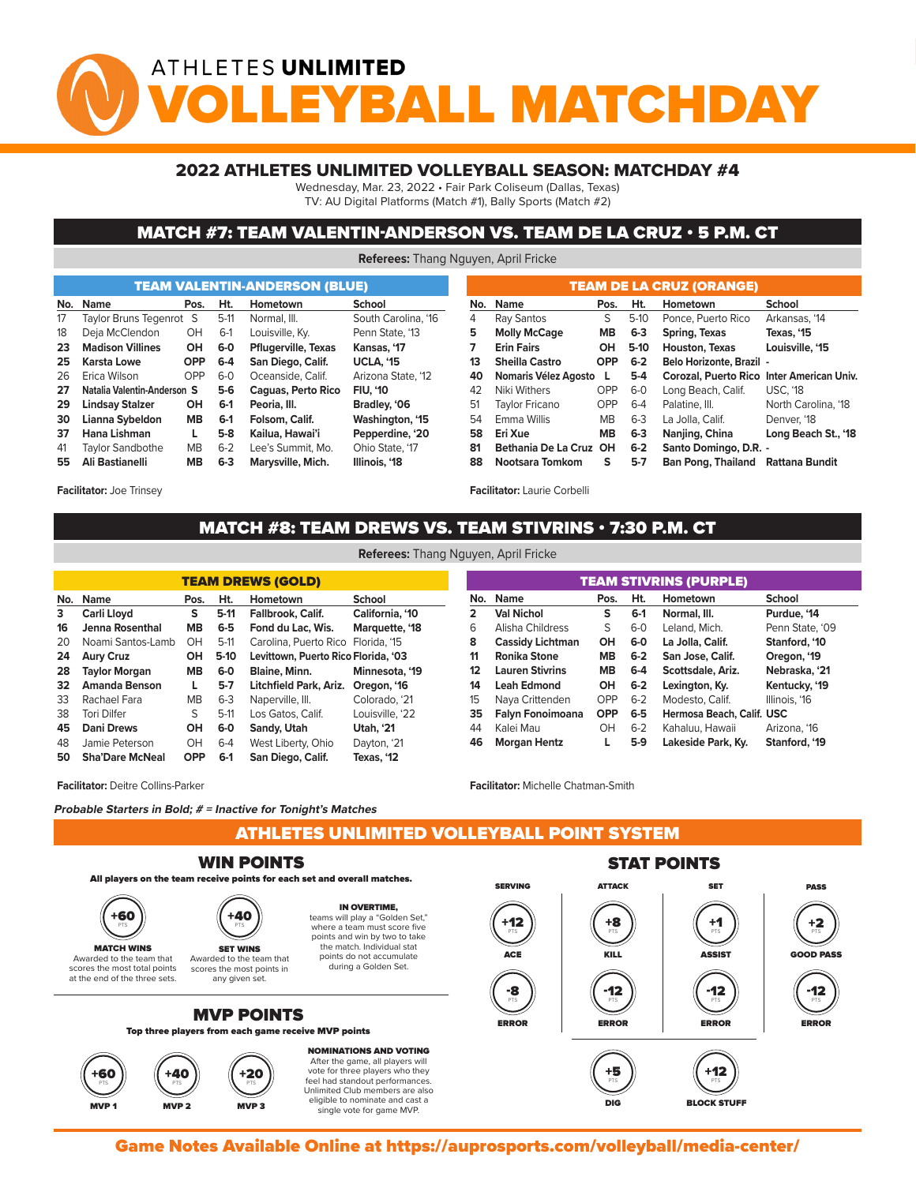# ATHLETES UNLIMITED VOLLEYBALL MATCHDAY

## 2022 ATHLETES UNLIMITED VOLLEYBALL SEASON: MATCHDAY #4

Wednesday, Mar. 23, 2022 • Fair Park Coliseum (Dallas, Texas)
TV: AU Digital Platforms (Match #1), Bally Sports (Match #2)

## MATCH #7: TEAM VALENTIN-ANDERSON VS. TEAM DE LA CRUZ • 5 P.M. CT

**Referees:** Thang Nguyen, April Fricke

### TEAM VALENTIN-ANDERSON (BLUE)

| No. | Name | Pos. | Ht. | Hometown | School |
|---|---|---|---|---|---|
| 17 | Taylor Bruns Tegenrot | S | 5-11 | Normal, Ill. | South Carolina, '16 |
| 18 | Deja McClendon | OH | 6-1 | Louisville, Ky. | Penn State, '13 |
| **23** | **Madison Villines** | **OH** | **6-0** | **Pflugerville, Texas** | **Kansas, '17** |
| **25** | **Karsta Lowe** | **OPP** | **6-4** | **San Diego, Calif.** | **UCLA, '15** |
| 26 | Erica Wilson | OPP | 6-0 | Oceanside, Calif. | Arizona State, '12 |
| **27** | **Natalia Valentin-Anderson** | **S** | **5-6** | **Caguas, Perto Rico** | **FIU, '10** |
| **29** | **Lindsay Stalzer** | **OH** | **6-1** | **Peoria, Ill.** | **Bradley, '06** |
| **30** | **Lianna Sybeldon** | **MB** | **6-1** | **Folsom, Calif.** | **Washington, '15** |
| **37** | **Hana Lishman** | **L** | **5-8** | **Kailua, Hawai'i** | **Pepperdine, '20** |
| 41 | Taylor Sandbothe | MB | 6-2 | Lee's Summit, Mo. | Ohio State, '17 |
| **55** | **Ali Bastianelli** | **MB** | **6-3** | **Marysville, Mich.** | **Illinois, '18** |

**Facilitator:** Joe Trinsey

### TEAM DE LA CRUZ (ORANGE)

| No. | Name | Pos. | Ht. | Hometown | School |
|---|---|---|---|---|---|
| 4 | Ray Santos | S | 5-10 | Ponce, Puerto Rico | Arkansas, '14 |
| **5** | **Molly McCage** | **MB** | **6-3** | **Spring, Texas** | **Texas, '15** |
| **7** | **Erin Fairs** | **OH** | **5-10** | **Houston, Texas** | **Louisville, '15** |
| **13** | **Sheilla Castro** | **OPP** | **6-2** | **Belo Horizonte, Brazil** | **-** |
| **40** | **Nomaris Vélez Agosto** | **L** | **5-4** | **Corozal, Puerto Rico** | **Inter American Univ.** |
| 42 | Niki Withers | OPP | 6-0 | Long Beach, Calif. | USC, '18 |
| 51 | Taylor Fricano | OPP | 6-4 | Palatine, Ill. | North Carolina, '18 |
| 54 | Emma Willis | MB | 6-3 | La Jolla, Calif. | Denver, '18 |
| **58** | **Eri Xue** | **MB** | **6-3** | **Nanjing, China** | **Long Beach St., '18** |
| **81** | **Bethania De La Cruz** | **OH** | **6-2** | **Santo Domingo, D.R.** | **-** |
| **88** | **Nootsara Tomkom** | **S** | **5-7** | **Ban Pong, Thailand** | **Rattana Bundit** |

**Facilitator:** Laurie Corbelli

## MATCH #8: TEAM DREWS VS. TEAM STIVRINS • 7:30 P.M. CT

**Referees:** Thang Nguyen, April Fricke

### TEAM DREWS (GOLD)

| No. | Name | Pos. | Ht. | Hometown | School |
|---|---|---|---|---|---|
| **3** | **Carli Lloyd** | **S** | **5-11** | **Fallbrook, Calif.** | **California, '10** |
| **16** | **Jenna Rosenthal** | **MB** | **6-5** | **Fond du Lac, Wis.** | **Marquette, '18** |
| 20 | Noami Santos-Lamb | OH | 5-11 | Carolina, Puerto Rico | Florida, '15 |
| **24** | **Aury Cruz** | **OH** | **5-10** | **Levittown, Puerto Rico** | **Florida, '03** |
| **28** | **Taylor Morgan** | **MB** | **6-0** | **Blaine, Minn.** | **Minnesota, '19** |
| **32** | **Amanda Benson** | **L** | **5-7** | **Litchfield Park, Ariz.** | **Oregon, '16** |
| 33 | Rachael Fara | MB | 6-3 | Naperville, Ill. | Colorado, '21 |
| 38 | Tori Dilfer | S | 5-11 | Los Gatos, Calif. | Louisville, '22 |
| **45** | **Dani Drews** | **OH** | **6-0** | **Sandy, Utah** | **Utah, '21** |
| 48 | Jamie Peterson | OH | 6-4 | West Liberty, Ohio | Dayton, '21 |
| **50** | **Sha'Dare McNeal** | **OPP** | **6-1** | **San Diego, Calif.** | **Texas, '12** |

**Facilitator:** Deitre Collins-Parker

### TEAM STIVRINS (PURPLE)

| No. | Name | Pos. | Ht. | Hometown | School |
|---|---|---|---|---|---|
| **2** | **Val Nichol** | **S** | **6-1** | **Normal, Ill.** | **Purdue, '14** |
| 6 | Alisha Childress | S | 6-0 | Leland, Mich. | Penn State, '09 |
| **8** | **Cassidy Lichtman** | **OH** | **6-0** | **La Jolla, Calif.** | **Stanford, '10** |
| **11** | **Ronika Stone** | **MB** | **6-2** | **San Jose, Calif.** | **Oregon, '19** |
| **12** | **Lauren Stivrins** | **MB** | **6-4** | **Scottsdale, Ariz.** | **Nebraska, '21** |
| **14** | **Leah Edmond** | **OH** | **6-2** | **Lexington, Ky.** | **Kentucky, '19** |
| 15 | Naya Crittenden | OPP | 6-2 | Modesto, Calif. | Illinois, '16 |
| **35** | **Falyn Fonoimoana** | **OPP** | **6-5** | **Hermosa Beach, Calif.** | **USC** |
| 44 | Kalei Mau | OH | 6-2 | Kahaluu, Hawaii | Arizona, '16 |
| **46** | **Morgan Hentz** | **L** | **5-9** | **Lakeside Park, Ky.** | **Stanford, '19** |

**Facilitator:** Michelle Chatman-Smith

***Probable Starters in Bold; # = Inactive for Tonight's Matches***

## ATHLETES UNLIMITED VOLLEYBALL POINT SYSTEM

### WIN POINTS

**All players on the team receive points for each set and overall matches.**

- **+60 PTS — MATCH WINS:** Awarded to the team that scores the most total points at the end of the three sets.
- **+40 PTS — SET WINS:** Awarded to the team that scores the most points in any given set.

**IN OVERTIME,** teams will play a "Golden Set," where a team must score five points and win by two to take the match. Individual stat points do not accumulate during a Golden Set.

### MVP POINTS

**Top three players from each game receive MVP points**

- **+60 PTS — MVP 1**
- **+40 PTS — MVP 2**
- **+20 PTS — MVP 3**

**NOMINATIONS AND VOTING**
After the game, all players will vote for three players who they feel had standout performances. Unlimited Club members are also eligible to nominate and cast a single vote for game MVP.

### STAT POINTS

| SERVING | ATTACK | SET | PASS |
|---|---|---|---|
| +12 PTS ACE | +8 PTS KILL | +1 PTS ASSIST | +2 PTS GOOD PASS |
| -8 PTS ERROR | -12 PTS ERROR | -12 PTS ERROR | -12 PTS ERROR |
| | +5 PTS DIG | +12 PTS BLOCK STUFF | |

**Game Notes Available Online at https://auprosports.com/volleyball/media-center/**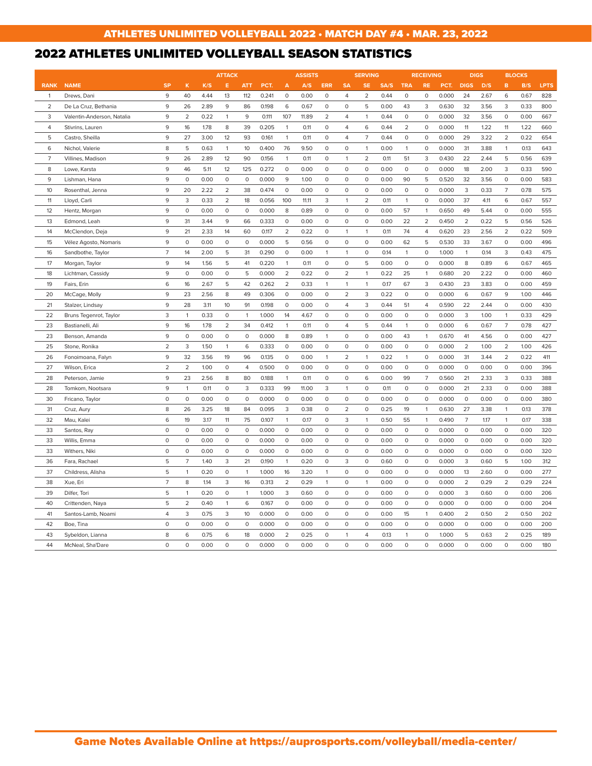## ATHLETES UNLIMITED VOLLEYBALL 2022 • MATCH DAY #4 • MAR. 23, 2022

# 2022 ATHLETES UNLIMITED VOLLEYBALL SEASON STATISTICS

| | | | ATTACK | | | | | ASSISTS | | | SERVING | | | RECEIVING | | | DIGS | | BLOCKS | | |
|---|---|---|---|---|---|---|---|---|---|---|---|---|---|---|---|---|---|---|---|---|---|
| RANK | NAME | SP | K | K/S | E | ATT | PCT. | A | A/S | ERR | SA | SE | SA/S | TRA | RE | PCT. | DIGS | D/S | B | B/S | LPTS |
| 1 | Drews, Dani | 9 | 40 | 4.44 | 13 | 112 | 0.241 | 0 | 0.00 | 0 | 4 | 2 | 0.44 | 0 | 0 | 0.000 | 24 | 2.67 | 6 | 0.67 | 828 |
| 2 | De La Cruz, Bethania | 9 | 26 | 2.89 | 9 | 86 | 0.198 | 6 | 0.67 | 0 | 0 | 5 | 0.00 | 43 | 3 | 0.630 | 32 | 3.56 | 3 | 0.33 | 800 |
| 3 | Valentin-Anderson, Natalia | 9 | 2 | 0.22 | 1 | 9 | 0.111 | 107 | 11.89 | 2 | 4 | 1 | 0.44 | 0 | 0 | 0.000 | 32 | 3.56 | 0 | 0.00 | 667 |
| 4 | Stivrins, Lauren | 9 | 16 | 1.78 | 8 | 39 | 0.205 | 1 | 0.11 | 0 | 4 | 6 | 0.44 | 2 | 0 | 0.000 | 11 | 1.22 | 11 | 1.22 | 660 |
| 5 | Castro, Sheilla | 9 | 27 | 3.00 | 12 | 93 | 0.161 | 1 | 0.11 | 0 | 4 | 7 | 0.44 | 0 | 0 | 0.000 | 29 | 3.22 | 2 | 0.22 | 654 |
| 6 | Nichol, Valerie | 8 | 5 | 0.63 | 1 | 10 | 0.400 | 76 | 9.50 | 0 | 0 | 1 | 0.00 | 1 | 0 | 0.000 | 31 | 3.88 | 1 | 0.13 | 643 |
| 7 | Villines, Madison | 9 | 26 | 2.89 | 12 | 90 | 0.156 | 1 | 0.11 | 0 | 1 | 2 | 0.11 | 51 | 3 | 0.430 | 22 | 2.44 | 5 | 0.56 | 639 |
| 8 | Lowe, Karsta | 9 | 46 | 5.11 | 12 | 125 | 0.272 | 0 | 0.00 | 0 | 0 | 0 | 0.00 | 0 | 0 | 0.000 | 18 | 2.00 | 3 | 0.33 | 590 |
| 9 | Lishman, Hana | 9 | 0 | 0.00 | 0 | 0 | 0.000 | 9 | 1.00 | 0 | 0 | 0 | 0.00 | 90 | 5 | 0.520 | 32 | 3.56 | 0 | 0.00 | 583 |
| 10 | Rosenthal, Jenna | 9 | 20 | 2.22 | 2 | 38 | 0.474 | 0 | 0.00 | 0 | 0 | 0 | 0.00 | 0 | 0 | 0.000 | 3 | 0.33 | 7 | 0.78 | 575 |
| 11 | Lloyd, Carli | 9 | 3 | 0.33 | 2 | 18 | 0.056 | 100 | 11.11 | 3 | 1 | 2 | 0.11 | 1 | 0 | 0.000 | 37 | 4.11 | 6 | 0.67 | 557 |
| 12 | Hentz, Morgan | 9 | 0 | 0.00 | 0 | 0 | 0.000 | 8 | 0.89 | 0 | 0 | 0 | 0.00 | 57 | 1 | 0.650 | 49 | 5.44 | 0 | 0.00 | 555 |
| 13 | Edmond, Leah | 9 | 31 | 3.44 | 9 | 66 | 0.333 | 0 | 0.00 | 0 | 0 | 0 | 0.00 | 22 | 2 | 0.450 | 2 | 0.22 | 5 | 0.56 | 526 |
| 14 | McClendon, Deja | 9 | 21 | 2.33 | 14 | 60 | 0.117 | 2 | 0.22 | 0 | 1 | 1 | 0.11 | 74 | 4 | 0.620 | 23 | 2.56 | 2 | 0.22 | 509 |
| 15 | Vélez Agosto, Nomaris | 9 | 0 | 0.00 | 0 | 0 | 0.000 | 5 | 0.56 | 0 | 0 | 0 | 0.00 | 62 | 5 | 0.530 | 33 | 3.67 | 0 | 0.00 | 496 |
| 16 | Sandbothe, Taylor | 7 | 14 | 2.00 | 5 | 31 | 0.290 | 0 | 0.00 | 1 | 1 | 0 | 0.14 | 1 | 0 | 1.000 | 1 | 0.14 | 3 | 0.43 | 475 |
| 17 | Morgan, Taylor | 9 | 14 | 1.56 | 5 | 41 | 0.220 | 1 | 0.11 | 0 | 0 | 5 | 0.00 | 0 | 0 | 0.000 | 8 | 0.89 | 6 | 0.67 | 465 |
| 18 | Lichtman, Cassidy | 9 | 0 | 0.00 | 0 | 5 | 0.000 | 2 | 0.22 | 0 | 2 | 1 | 0.22 | 25 | 1 | 0.680 | 20 | 2.22 | 0 | 0.00 | 460 |
| 19 | Fairs, Erin | 6 | 16 | 2.67 | 5 | 42 | 0.262 | 2 | 0.33 | 1 | 1 | 1 | 0.17 | 67 | 3 | 0.430 | 23 | 3.83 | 0 | 0.00 | 459 |
| 20 | McCage, Molly | 9 | 23 | 2.56 | 8 | 49 | 0.306 | 0 | 0.00 | 0 | 2 | 3 | 0.22 | 0 | 0 | 0.000 | 6 | 0.67 | 9 | 1.00 | 446 |
| 21 | Stalzer, Lindsay | 9 | 28 | 3.11 | 10 | 91 | 0.198 | 0 | 0.00 | 0 | 4 | 3 | 0.44 | 51 | 4 | 0.590 | 22 | 2.44 | 0 | 0.00 | 430 |
| 22 | Bruns Tegenrot, Taylor | 3 | 1 | 0.33 | 0 | 1 | 1.000 | 14 | 4.67 | 0 | 0 | 0 | 0.00 | 0 | 0 | 0.000 | 3 | 1.00 | 1 | 0.33 | 429 |
| 23 | Bastianelli, Ali | 9 | 16 | 1.78 | 2 | 34 | 0.412 | 1 | 0.11 | 0 | 4 | 5 | 0.44 | 1 | 0 | 0.000 | 6 | 0.67 | 7 | 0.78 | 427 |
| 23 | Benson, Amanda | 9 | 0 | 0.00 | 0 | 0 | 0.000 | 8 | 0.89 | 1 | 0 | 0 | 0.00 | 43 | 1 | 0.670 | 41 | 4.56 | 0 | 0.00 | 427 |
| 25 | Stone, Ronika | 2 | 3 | 1.50 | 1 | 6 | 0.333 | 0 | 0.00 | 0 | 0 | 0 | 0.00 | 0 | 0 | 0.000 | 2 | 1.00 | 2 | 1.00 | 426 |
| 26 | Fonoimoana, Falyn | 9 | 32 | 3.56 | 19 | 96 | 0.135 | 0 | 0.00 | 1 | 2 | 1 | 0.22 | 1 | 0 | 0.000 | 31 | 3.44 | 2 | 0.22 | 411 |
| 27 | Wilson, Erica | 2 | 2 | 1.00 | 0 | 4 | 0.500 | 0 | 0.00 | 0 | 0 | 0 | 0.00 | 0 | 0 | 0.000 | 0 | 0.00 | 0 | 0.00 | 396 |
| 28 | Peterson, Jamie | 9 | 23 | 2.56 | 8 | 80 | 0.188 | 1 | 0.11 | 0 | 0 | 6 | 0.00 | 99 | 7 | 0.560 | 21 | 2.33 | 3 | 0.33 | 388 |
| 28 | Tomkom, Nootsara | 9 | 1 | 0.11 | 0 | 3 | 0.333 | 99 | 11.00 | 3 | 1 | 0 | 0.11 | 0 | 0 | 0.000 | 21 | 2.33 | 0 | 0.00 | 388 |
| 30 | Fricano, Taylor | 0 | 0 | 0.00 | 0 | 0 | 0.000 | 0 | 0.00 | 0 | 0 | 0 | 0.00 | 0 | 0 | 0.000 | 0 | 0.00 | 0 | 0.00 | 380 |
| 31 | Cruz, Aury | 8 | 26 | 3.25 | 18 | 84 | 0.095 | 3 | 0.38 | 0 | 2 | 0 | 0.25 | 19 | 1 | 0.630 | 27 | 3.38 | 1 | 0.13 | 378 |
| 32 | Mau, Kalei | 6 | 19 | 3.17 | 11 | 75 | 0.107 | 1 | 0.17 | 0 | 3 | 1 | 0.50 | 55 | 1 | 0.490 | 7 | 1.17 | 1 | 0.17 | 338 |
| 33 | Santos, Ray | 0 | 0 | 0.00 | 0 | 0 | 0.000 | 0 | 0.00 | 0 | 0 | 0 | 0.00 | 0 | 0 | 0.000 | 0 | 0.00 | 0 | 0.00 | 320 |
| 33 | Willis, Emma | 0 | 0 | 0.00 | 0 | 0 | 0.000 | 0 | 0.00 | 0 | 0 | 0 | 0.00 | 0 | 0 | 0.000 | 0 | 0.00 | 0 | 0.00 | 320 |
| 33 | Withers, Niki | 0 | 0 | 0.00 | 0 | 0 | 0.000 | 0 | 0.00 | 0 | 0 | 0 | 0.00 | 0 | 0 | 0.000 | 0 | 0.00 | 0 | 0.00 | 320 |
| 36 | Fara, Rachael | 5 | 7 | 1.40 | 3 | 21 | 0.190 | 1 | 0.20 | 0 | 3 | 0 | 0.60 | 0 | 0 | 0.000 | 3 | 0.60 | 5 | 1.00 | 312 |
| 37 | Childress, Alisha | 5 | 1 | 0.20 | 0 | 1 | 1.000 | 16 | 3.20 | 1 | 0 | 0 | 0.00 | 0 | 0 | 0.000 | 13 | 2.60 | 0 | 0.00 | 277 |
| 38 | Xue, Eri | 7 | 8 | 1.14 | 3 | 16 | 0.313 | 2 | 0.29 | 1 | 0 | 1 | 0.00 | 0 | 0 | 0.000 | 2 | 0.29 | 2 | 0.29 | 224 |
| 39 | Dilfer, Tori | 5 | 1 | 0.20 | 0 | 1 | 1.000 | 3 | 0.60 | 0 | 0 | 0 | 0.00 | 0 | 0 | 0.000 | 3 | 0.60 | 0 | 0.00 | 206 |
| 40 | Crittenden, Naya | 5 | 2 | 0.40 | 1 | 6 | 0.167 | 0 | 0.00 | 0 | 0 | 0 | 0.00 | 0 | 0 | 0.000 | 0 | 0.00 | 0 | 0.00 | 204 |
| 41 | Santos-Lamb, Noami | 4 | 3 | 0.75 | 3 | 10 | 0.000 | 0 | 0.00 | 0 | 0 | 0 | 0.00 | 15 | 1 | 0.400 | 2 | 0.50 | 2 | 0.50 | 202 |
| 42 | Boe, Tina | 0 | 0 | 0.00 | 0 | 0 | 0.000 | 0 | 0.00 | 0 | 0 | 0 | 0.00 | 0 | 0 | 0.000 | 0 | 0.00 | 0 | 0.00 | 200 |
| 43 | Sybeldon, Lianna | 8 | 6 | 0.75 | 6 | 18 | 0.000 | 2 | 0.25 | 0 | 1 | 4 | 0.13 | 1 | 0 | 1.000 | 5 | 0.63 | 2 | 0.25 | 189 |
| 44 | McNeal, Sha'Dare | 0 | 0 | 0.00 | 0 | 0 | 0.000 | 0 | 0.00 | 0 | 0 | 0 | 0.00 | 0 | 0 | 0.000 | 0 | 0.00 | 0 | 0.00 | 180 |

**Game Notes Available Online at https://auprosports.com/volleyball/media-center/**